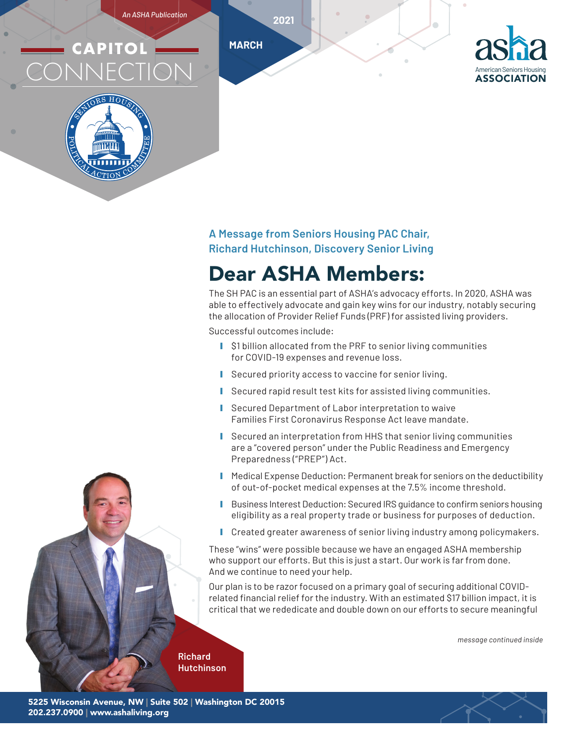*An ASHA Publication*

# CAPITOL CONNECTION

MARCH 2021

American Seniors Housing ASSOCIATION

### A Message from Seniors Housing PAC Chair, Richard Hutchinson, Discovery Senior Living

## Dear ASHA Members:

The SH PAC is an essential part of ASHA's advocacy efforts. In 2020, ASHA was able to effectively advocate and gain key wins for our industry, notably securing the allocation of Provider Relief Funds (PRF) for assisted living providers.

Successful outcomes include:

- $1 billion allocated from the PRF to senior living communities for COVID-19 expenses and revenue loss.
- Secured priority access to vaccine for senior living.
- Secured rapid result test kits for assisted living communities.
- Secured Department of Labor interpretation to waive Families First Coronavirus Response Act leave mandate.
- Secured an interpretation from HHS that senior living communities are a "covered person" under the Public Readiness and Emergency Preparedness ("PREP") Act.
- Medical Expense Deduction: Permanent break for seniors on the deductibility of out-of-pocket medical expenses at the 7.5% income threshold.
- Business Interest Deduction: Secured IRS guidance to confirm seniors housing eligibility as a real property trade or business for purposes of deduction.
- Created greater awareness of senior living industry among policymakers.

These "wins" were possible because we have an engaged ASHA membership who support our efforts. But this is just a start. Our work is far from done. And we continue to need your help.

Our plan is to be razor focused on a primary goal of securing additional COVID-related financial relief for the industry. With an estimated $17 billion impact, it is critical that we rededicate and double down on our efforts to secure meaningful

*message continued inside*

Richard Hutchinson

5225 Wisconsin Avenue, NW | Suite 502 | Washington DC 20015
202.237.0900 | www.ashaliving.org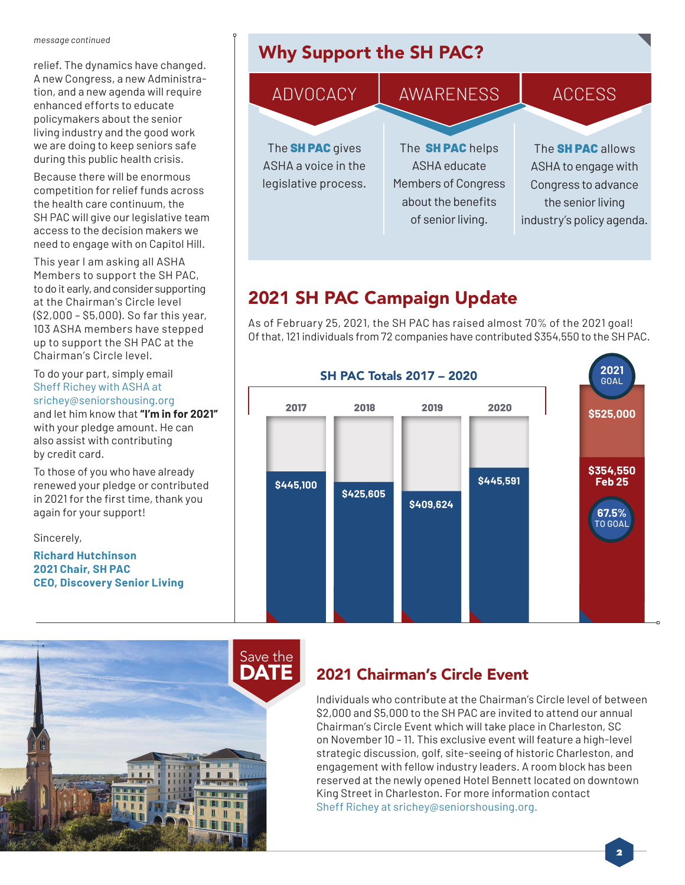*message continued*

relief. The dynamics have changed. A new Congress, a new Administration, and a new agenda will require enhanced efforts to educate policymakers about the senior living industry and the good work we are doing to keep seniors safe during this public health crisis.

Because there will be enormous competition for relief funds across the health care continuum, the SH PAC will give our legislative team access to the decision makers we need to engage with on Capitol Hill.

This year I am asking all ASHA Members to support the SH PAC, to do it early, and consider supporting at the Chairman's Circle level ($2,000 – $5,000). So far this year, 103 ASHA members have stepped up to support the SH PAC at the Chairman's Circle level.

To do your part, simply email Sheff Richey with ASHA at srichey@seniorshousing.org and let him know that **"I'm in for 2021"** with your pledge amount. He can also assist with contributing by credit card.

To those of you who have already renewed your pledge or contributed in 2021 for the first time, thank you again for your support!

Sincerely,

**Richard Hutchinson**
**2021 Chair, SH PAC**
**CEO, Discovery Senior Living**

## Why Support the SH PAC?

| ADVOCACY | AWARENESS | ACCESS |
|---|---|---|
| The **SH PAC** gives ASHA a voice in the legislative process. | The **SH PAC** helps ASHA educate Members of Congress about the benefits of senior living. | The **SH PAC** allows ASHA to engage with Congress to advance the senior living industry's policy agenda. |

## 2021 SH PAC Campaign Update

As of February 25, 2021, the SH PAC has raised almost 70% of the 2021 goal! Of that, 121 individuals from 72 companies have contributed $354,550 to the SH PAC.

**SH PAC Totals 2017 – 2020**

| 2017 | 2018 | 2019 | 2020 |
|---|---|---|---|
| $445,100 | $425,605 | $409,624 | $445,591 |

**2021 GOAL**: $525,000

$354,550 Feb 25 — 67.5% TO GOAL

## Save the DATE

## 2021 Chairman's Circle Event

Individuals who contribute at the Chairman's Circle level of between $2,000 and $5,000 to the SH PAC are invited to attend our annual Chairman's Circle Event which will take place in Charleston, SC on November 10 – 11. This exclusive event will feature a high-level strategic discussion, golf, site-seeing of historic Charleston, and engagement with fellow industry leaders. A room block has been reserved at the newly opened Hotel Bennett located on downtown King Street in Charleston. For more information contact Sheff Richey at srichey@seniorshousing.org.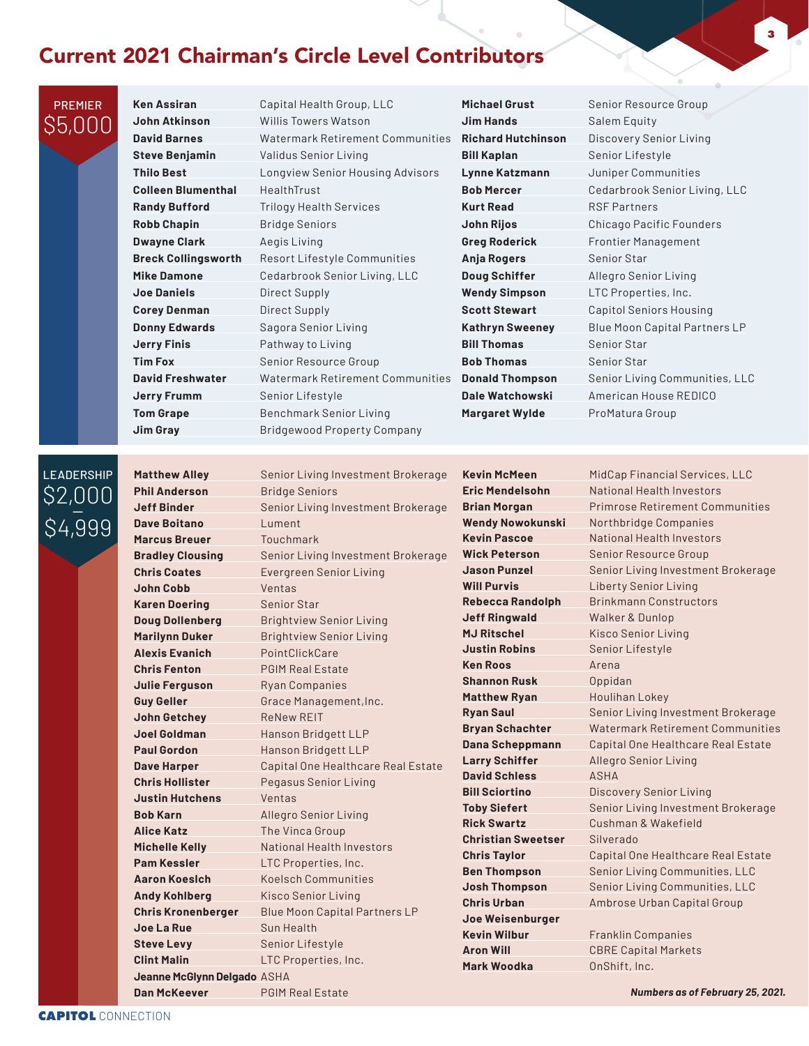# Current 2021 Chairman's Circle Level Contributors

## PREMIER $5,000

| Name | Organization |
| --- | --- |
| **Ken Assiran** | Capital Health Group, LLC |
| **John Atkinson** | Willis Towers Watson |
| **David Barnes** | Watermark Retirement Communities |
| **Steve Benjamin** | Validus Senior Living |
| **Thilo Best** | Longview Senior Housing Advisors |
| **Colleen Blumenthal** | HealthTrust |
| **Randy Bufford** | Trilogy Health Services |
| **Robb Chapin** | Bridge Seniors |
| **Dwayne Clark** | Aegis Living |
| **Breck Collingsworth** | Resort Lifestyle Communities |
| **Mike Damone** | Cedarbrook Senior Living, LLC |
| **Joe Daniels** | Direct Supply |
| **Corey Denman** | Direct Supply |
| **Donny Edwards** | Sagora Senior Living |
| **Jerry Finis** | Pathway to Living |
| **Tim Fox** | Senior Resource Group |
| **David Freshwater** | Watermark Retirement Communities |
| **Jerry Frumm** | Senior Lifestyle |
| **Tom Grape** | Benchmark Senior Living |
| **Jim Gray** | Bridgewood Property Company |
| **Michael Grust** | Senior Resource Group |
| **Jim Hands** | Salem Equity |
| **Richard Hutchinson** | Discovery Senior Living |
| **Bill Kaplan** | Senior Lifestyle |
| **Lynne Katzmann** | Juniper Communities |
| **Bob Mercer** | Cedarbrook Senior Living, LLC |
| **Kurt Read** | RSF Partners |
| **John Rijos** | Chicago Pacific Founders |
| **Greg Roderick** | Frontier Management |
| **Anja Rogers** | Senior Star |
| **Doug Schiffer** | Allegro Senior Living |
| **Wendy Simpson** | LTC Properties, Inc. |
| **Scott Stewart** | Capitol Seniors Housing |
| **Kathryn Sweeney** | Blue Moon Capital Partners LP |
| **Bill Thomas** | Senior Star |
| **Bob Thomas** | Senior Star |
| **Donald Thompson** | Senior Living Communities, LLC |
| **Dale Watchowski** | American House REDICO |
| **Margaret Wylde** | ProMatura Group |

## LEADERSHIP $2,000 – $4,999

| Name | Organization |
| --- | --- |
| **Matthew Alley** | Senior Living Investment Brokerage |
| **Phil Anderson** | Bridge Seniors |
| **Jeff Binder** | Senior Living Investment Brokerage |
| **Dave Boitano** | Lument |
| **Marcus Breuer** | Touchmark |
| **Bradley Clousing** | Senior Living Investment Brokerage |
| **Chris Coates** | Evergreen Senior Living |
| **John Cobb** | Ventas |
| **Karen Doering** | Senior Star |
| **Doug Dollenberg** | Brightview Senior Living |
| **Marilynn Duker** | Brightview Senior Living |
| **Alexis Evanich** | PointClickCare |
| **Chris Fenton** | PGIM Real Estate |
| **Julie Ferguson** | Ryan Companies |
| **Guy Geller** | Grace Management,Inc. |
| **John Getchey** | ReNew REIT |
| **Joel Goldman** | Hanson Bridgett LLP |
| **Paul Gordon** | Hanson Bridgett LLP |
| **Dave Harper** | Capital One Healthcare Real Estate |
| **Chris Hollister** | Pegasus Senior Living |
| **Justin Hutchens** | Ventas |
| **Bob Karn** | Allegro Senior Living |
| **Alice Katz** | The Vinca Group |
| **Michelle Kelly** | National Health Investors |
| **Pam Kessler** | LTC Properties, Inc. |
| **Aaron Koeslch** | Koelsch Communities |
| **Andy Kohlberg** | Kisco Senior Living |
| **Chris Kronenberger** | Blue Moon Capital Partners LP |
| **Joe La Rue** | Sun Health |
| **Steve Levy** | Senior Lifestyle |
| **Clint Malin** | LTC Properties, Inc. |
| **Jeanne McGlynn Delgado** | ASHA |
| **Dan McKeever** | PGIM Real Estate |
| **Kevin McMeen** | MidCap Financial Services, LLC |
| **Eric Mendelsohn** | National Health Investors |
| **Brian Morgan** | Primrose Retirement Communities |
| **Wendy Nowokunski** | Northbridge Companies |
| **Kevin Pascoe** | National Health Investors |
| **Wick Peterson** | Senior Resource Group |
| **Jason Punzel** | Senior Living Investment Brokerage |
| **Will Purvis** | Liberty Senior Living |
| **Rebecca Randolph** | Brinkmann Constructors |
| **Jeff Ringwald** | Walker & Dunlop |
| **MJ Ritschel** | Kisco Senior Living |
| **Justin Robins** | Senior Lifestyle |
| **Ken Roos** | Arena |
| **Shannon Rusk** | Oppidan |
| **Matthew Ryan** | Houlihan Lokey |
| **Ryan Saul** | Senior Living Investment Brokerage |
| **Bryan Schachter** | Watermark Retirement Communities |
| **Dana Scheppmann** | Capital One Healthcare Real Estate |
| **Larry Schiffer** | Allegro Senior Living |
| **David Schless** | ASHA |
| **Bill Sciortino** | Discovery Senior Living |
| **Toby Siefert** | Senior Living Investment Brokerage |
| **Rick Swartz** | Cushman & Wakefield |
| **Christian Sweetser** | Silverado |
| **Chris Taylor** | Capital One Healthcare Real Estate |
| **Ben Thompson** | Senior Living Communities, LLC |
| **Josh Thompson** | Senior Living Communities, LLC |
| **Chris Urban** | Ambrose Urban Capital Group |
| **Joe Weisenburger** | |
| **Kevin Wilbur** | Franklin Companies |
| **Aron Will** | CBRE Capital Markets |
| **Mark Woodka** | OnShift, Inc. |

***Numbers as of February 25, 2021.***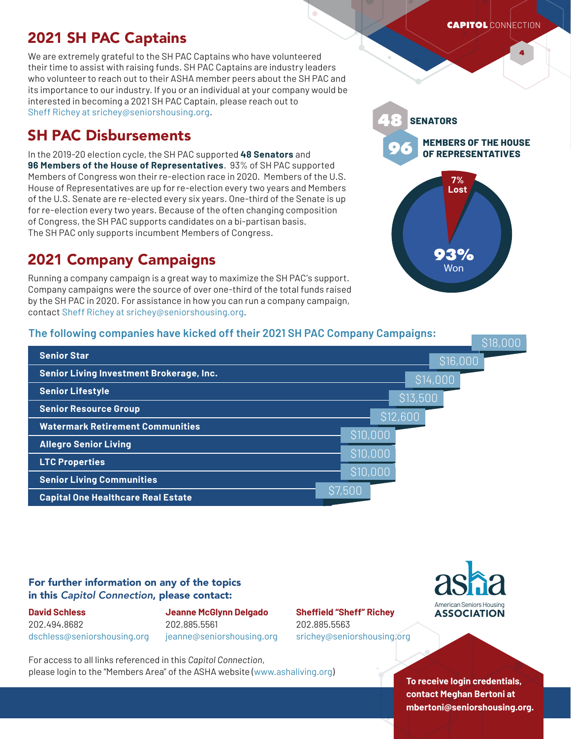## 2021 SH PAC Captains

We are extremely grateful to the SH PAC Captains who have volunteered their time to assist with raising funds. SH PAC Captains are industry leaders who volunteer to reach out to their ASHA member peers about the SH PAC and its importance to our industry. If you or an individual at your company would be interested in becoming a 2021 SH PAC Captain, please reach out to Sheff Richey at srichey@seniorshousing.org.

## SH PAC Disbursements

In the 2019-20 election cycle, the SH PAC supported **48 Senators** and **96 Members of the House of Representatives**. 93% of SH PAC supported Members of Congress won their re-election race in 2020. Members of the U.S. House of Representatives are up for re-election every two years and Members of the U.S. Senate are re-elected every six years. One-third of the Senate is up for re-election every two years. Because of the often changing composition of Congress, the SH PAC supports candidates on a bi-partisan basis. The SH PAC only supports incumbent Members of Congress.

**48** SENATORS

**96** MEMBERS OF THE HOUSE OF REPRESENTATIVES

7% Lost

93% Won

## 2021 Company Campaigns

Running a company campaign is a great way to maximize the SH PAC's support. Company campaigns were the source of over one-third of the total funds raised by the SH PAC in 2020. For assistance in how you can run a company campaign, contact Sheff Richey at srichey@seniorshousing.org.

### The following companies have kicked off their 2021 SH PAC Company Campaigns:

Senior Star $18,000

Senior Living Investment Brokerage, Inc. $16,000

Senior Lifestyle $14,000

Senior Resource Group $13,500

Watermark Retirement Communities $12,600

Allegro Senior Living $10,000

LTC Properties $10,000

Senior Living Communities $10,000

Capital One Healthcare Real Estate $7,500

**For further information on any of the topics in this *Capitol Connection*, please contact:**

**David Schless**
202.494.8682
dschless@seniorshousing.org

**Jeanne McGlynn Delgado**
202.885.5561
jeanne@seniorshousing.org

**Sheffield "Sheff" Richey**
202.885.5563
srichey@seniorshousing.org

asha
American Seniors Housing
ASSOCIATION

For access to all links referenced in this *Capitol Connection*, please login to the "Members Area" of the ASHA website (www.ashaliving.org)

**To receive login credentials, contact Meghan Bertoni at mbertoni@seniorshousing.org.**